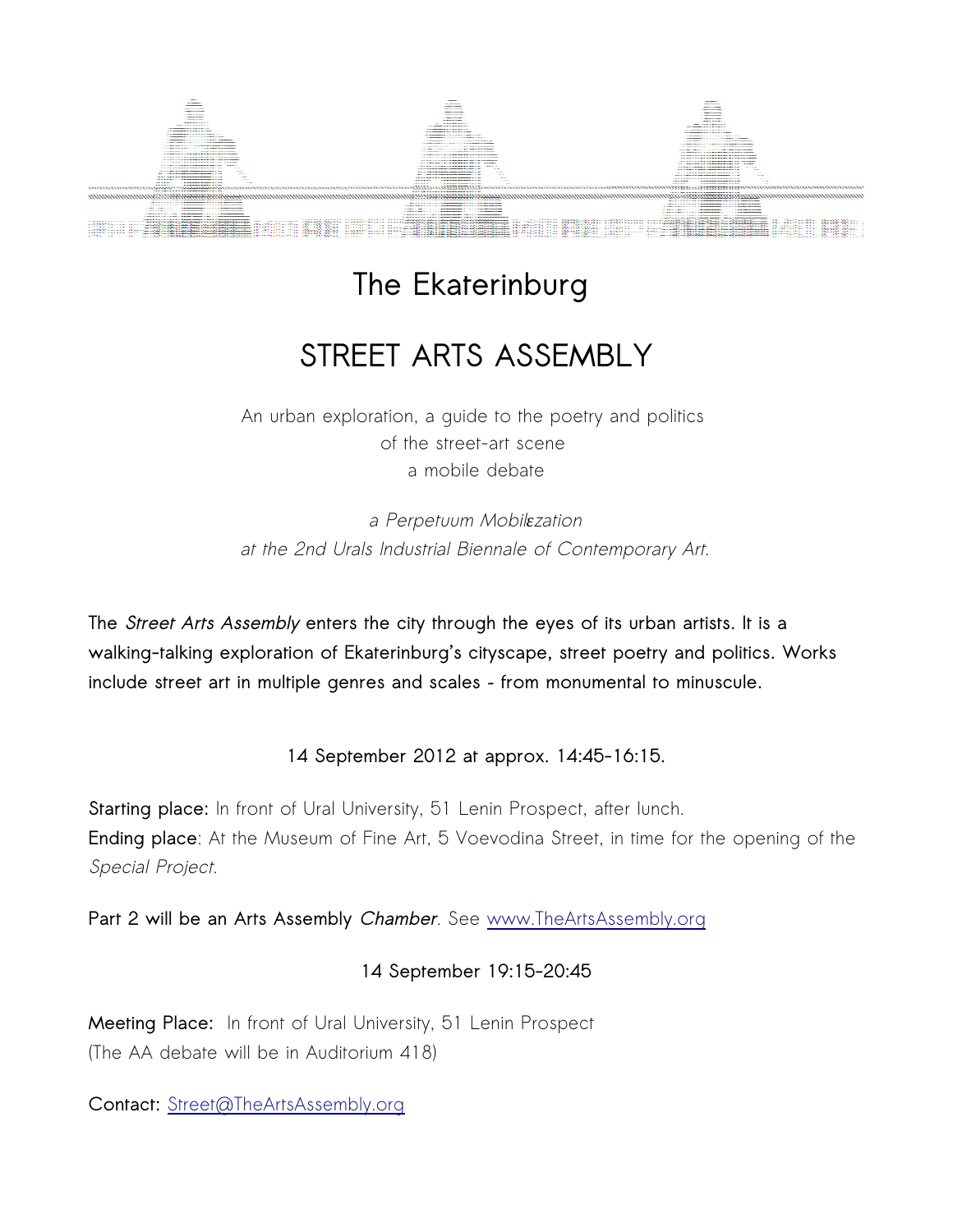# The Ekaterinburg

# STREET ARTS ASSEMBLY

An urban exploration, a guide to the poetry and politics
of the street-art scene
a mobile debate

*a Perpetuum Mobilεzation*
*at the 2nd Urals Industrial Biennale of Contemporary Art.*

**The *Street Arts Assembly* enters the city through the eyes of its urban artists. It is a walking-talking exploration of Ekaterinburg's cityscape, street poetry and politics. Works include street art in multiple genres and scales - from monumental to minuscule.**

**14 September 2012 at approx. 14:45-16:15.**

**Starting place:** In front of Ural University, 51 Lenin Prospect, after lunch.
**Ending place**: At the Museum of Fine Art, 5 Voevodina Street, in time for the opening of the *Special Project.*

**Part 2 will be an Arts Assembly *Chamber***. See www.TheArtsAssembly.org

**14 September 19:15-20:45**

**Meeting Place:** In front of Ural University, 51 Lenin Prospect
(The AA debate will be in Auditorium 418)

**Contact:** Street@TheArtsAssembly.org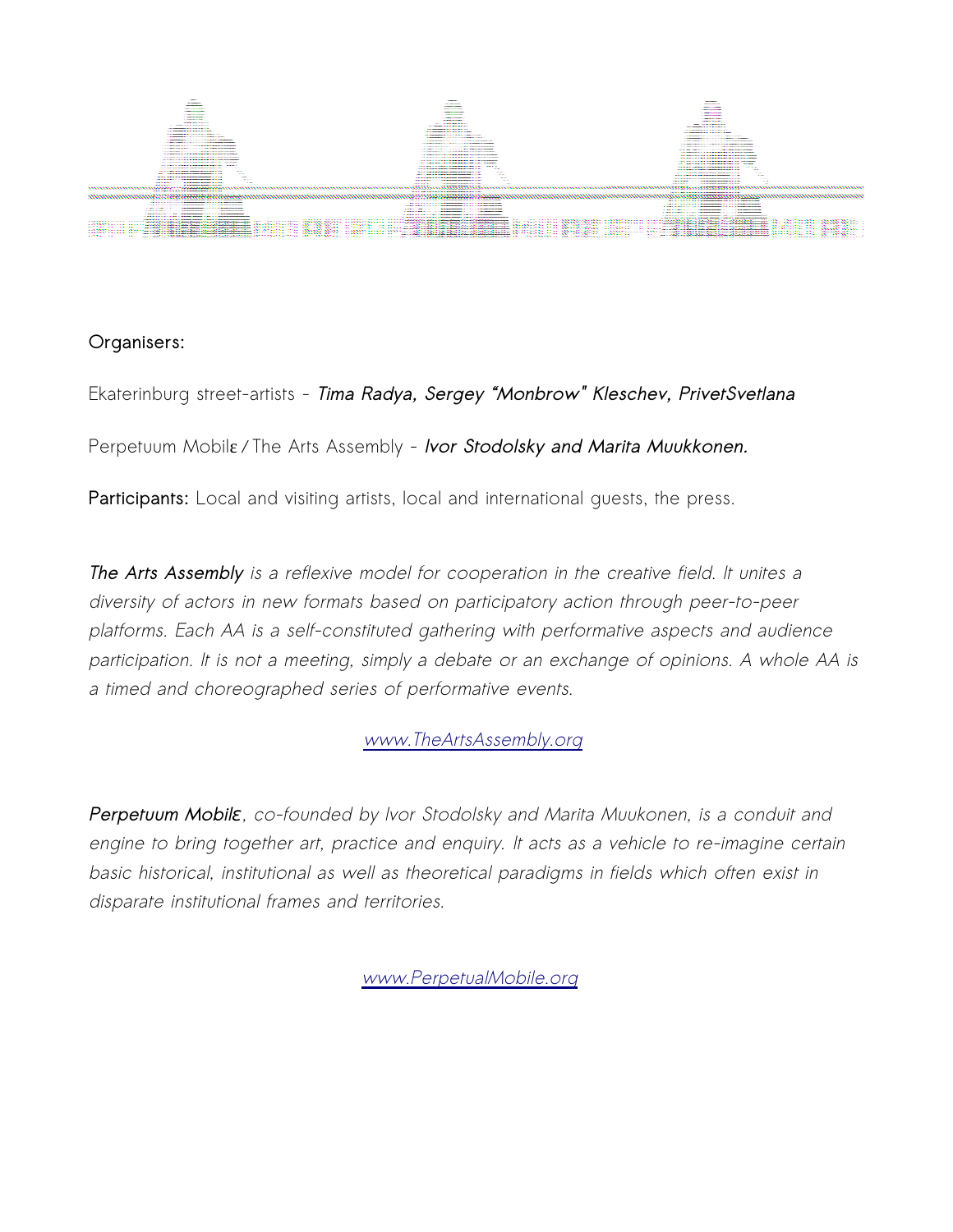**Organisers:**

Ekaterinburg street-artists - ***Tima Radya, Sergey “Monbrow" Kleschev, PrivetSvetlana***

Perpetuum Mobilɛ / The Arts Assembly - ***Ivor Stodolsky and Marita Muukkonen.***

**Participants:** Local and visiting artists, local and international guests, the press.

***The Arts Assembly*** *is a reflexive model for cooperation in the creative field. It unites a diversity of actors in new formats based on participatory action through peer-to-peer platforms. Each AA is a self-constituted gathering with performative aspects and audience participation. It is not a meeting, simply a debate or an exchange of opinions. A whole AA is a timed and choreographed series of performative events.*

*www.TheArtsAssembly.org*

***Perpetuum Mobilɛ****, co-founded by Ivor Stodolsky and Marita Muukonen, is a conduit and engine to bring together art, practice and enquiry. It acts as a vehicle to re-imagine certain basic historical, institutional as well as theoretical paradigms in fields which often exist in disparate institutional frames and territories.*

*www.PerpetualMobile.org*